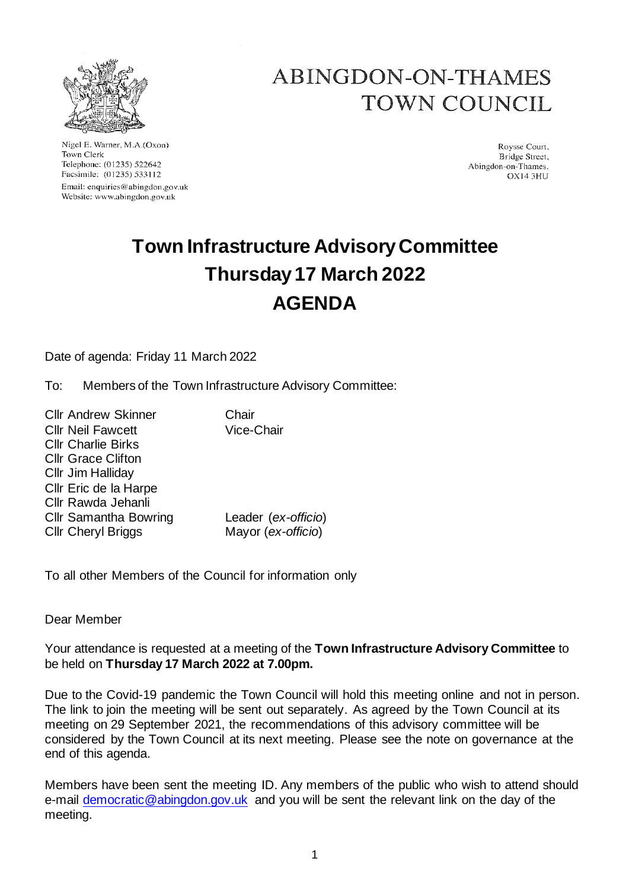# ABINGDON-ON-THAMES TOWN COUNCIL

Nigel E. Warner, M.A.(Oxon)
Town Clerk
Telephone: (01235) 522642
Facsimile: (01235) 533112
Email: enquiries@abingdon.gov.uk
Website: www.abingdon.gov.uk

Roysse Court,
Bridge Street,
Abingdon-on-Thames.
OX14 3HU

# Town Infrastructure Advisory Committee
# Thursday 17 March 2022
# AGENDA

Date of agenda: Friday 11 March 2022

To: Members of the Town Infrastructure Advisory Committee:

| | |
|---|---|
| Cllr Andrew Skinner | Chair |
| Cllr Neil Fawcett | Vice-Chair |
| Cllr Charlie Birks | |
| Cllr Grace Clifton | |
| Cllr Jim Halliday | |
| Cllr Eric de la Harpe | |
| Cllr Rawda Jehanli | |
| Cllr Samantha Bowring | Leader (*ex-officio*) |
| Cllr Cheryl Briggs | Mayor (*ex-officio*) |

To all other Members of the Council for information only

Dear Member

Your attendance is requested at a meeting of the **Town Infrastructure Advisory Committee** to be held on **Thursday 17 March 2022 at 7.00pm.**

Due to the Covid-19 pandemic the Town Council will hold this meeting online and not in person. The link to join the meeting will be sent out separately. As agreed by the Town Council at its meeting on 29 September 2021, the recommendations of this advisory committee will be considered by the Town Council at its next meeting. Please see the note on governance at the end of this agenda.

Members have been sent the meeting ID. Any members of the public who wish to attend should e-mail democratic@abingdon.gov.uk and you will be sent the relevant link on the day of the meeting.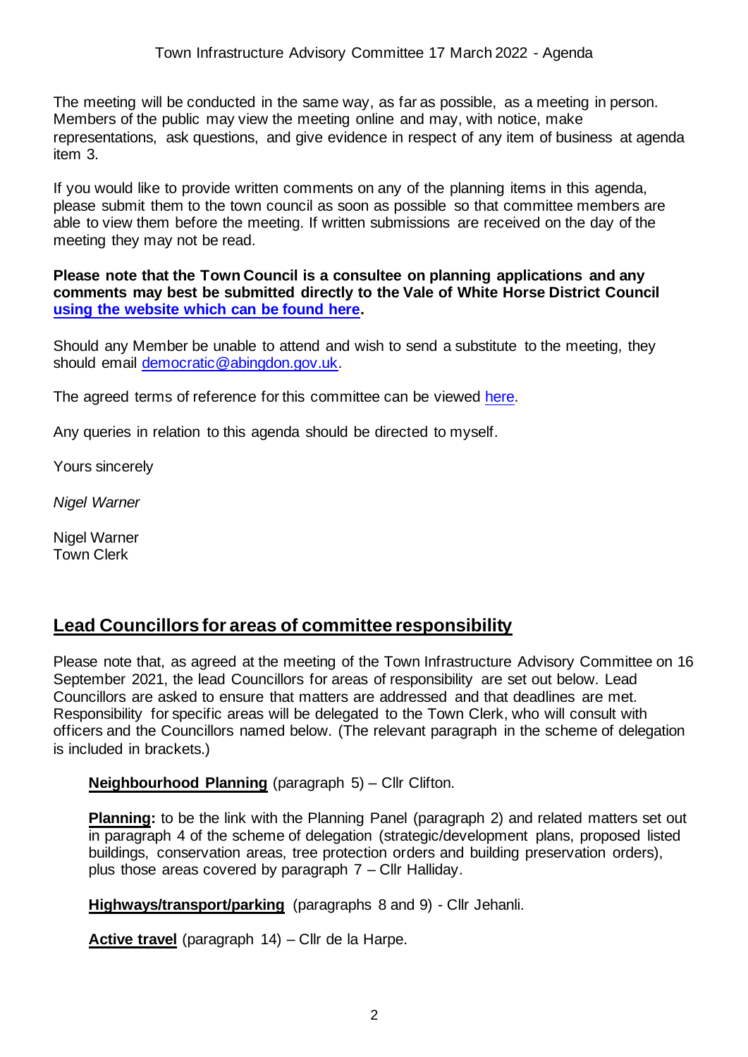The meeting will be conducted in the same way, as far as possible, as a meeting in person. Members of the public may view the meeting online and may, with notice, make representations, ask questions, and give evidence in respect of any item of business at agenda item 3.

If you would like to provide written comments on any of the planning items in this agenda, please submit them to the town council as soon as possible so that committee members are able to view them before the meeting. If written submissions are received on the day of the meeting they may not be read.

**Please note that the Town Council is a consultee on planning applications and any comments may best be submitted directly to the Vale of White Horse District Council using the website which can be found here.**

Should any Member be unable to attend and wish to send a substitute to the meeting, they should email democratic@abingdon.gov.uk.

The agreed terms of reference for this committee can be viewed here.

Any queries in relation to this agenda should be directed to myself.

Yours sincerely

*Nigel Warner*

Nigel Warner
Town Clerk

## Lead Councillors for areas of committee responsibility

Please note that, as agreed at the meeting of the Town Infrastructure Advisory Committee on 16 September 2021, the lead Councillors for areas of responsibility are set out below. Lead Councillors are asked to ensure that matters are addressed and that deadlines are met. Responsibility for specific areas will be delegated to the Town Clerk, who will consult with officers and the Councillors named below. (The relevant paragraph in the scheme of delegation is included in brackets.)

**Neighbourhood Planning** (paragraph 5) – Cllr Clifton.

**Planning:** to be the link with the Planning Panel (paragraph 2) and related matters set out in paragraph 4 of the scheme of delegation (strategic/development plans, proposed listed buildings, conservation areas, tree protection orders and building preservation orders), plus those areas covered by paragraph 7 – Cllr Halliday.

**Highways/transport/parking** (paragraphs 8 and 9) - Cllr Jehanli.

**Active travel** (paragraph 14) – Cllr de la Harpe.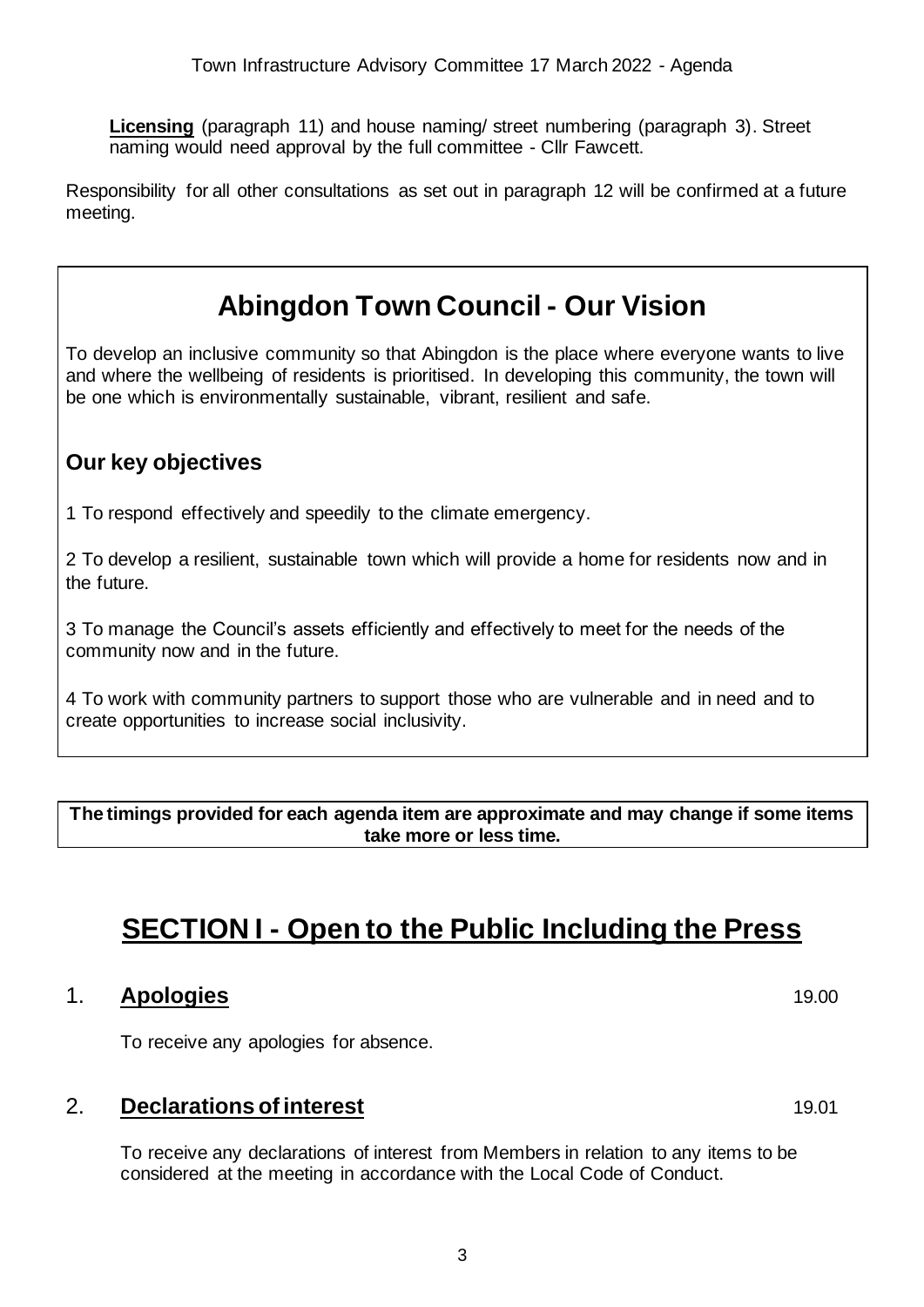**Licensing** (paragraph 11) and house naming/ street numbering (paragraph 3). Street naming would need approval by the full committee - Cllr Fawcett.

Responsibility for all other consultations as set out in paragraph 12 will be confirmed at a future meeting.

## Abingdon Town Council - Our Vision

To develop an inclusive community so that Abingdon is the place where everyone wants to live and where the wellbeing of residents is prioritised. In developing this community, the town will be one which is environmentally sustainable, vibrant, resilient and safe.

### Our key objectives

1 To respond effectively and speedily to the climate emergency.

2 To develop a resilient, sustainable town which will provide a home for residents now and in the future.

3 To manage the Council's assets efficiently and effectively to meet for the needs of the community now and in the future.

4 To work with community partners to support those who are vulnerable and in need and to create opportunities to increase social inclusivity.

**The timings provided for each agenda item are approximate and may change if some items take more or less time.**

# SECTION I - Open to the Public Including the Press

## 1. Apologies 19.00

To receive any apologies for absence.

## 2. Declarations of interest 19.01

To receive any declarations of interest from Members in relation to any items to be considered at the meeting in accordance with the Local Code of Conduct.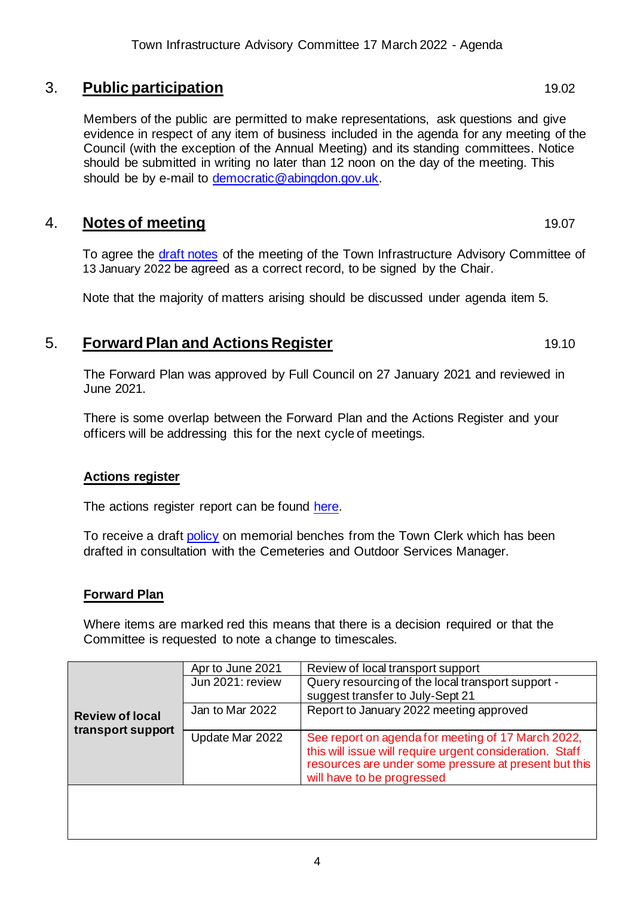## 3. Public participation 19.02

Members of the public are permitted to make representations, ask questions and give evidence in respect of any item of business included in the agenda for any meeting of the Council (with the exception of the Annual Meeting) and its standing committees. Notice should be submitted in writing no later than 12 noon on the day of the meeting. This should be by e-mail to democratic@abingdon.gov.uk.

## 4. Notes of meeting 19.07

To agree the draft notes of the meeting of the Town Infrastructure Advisory Committee of 13 January 2022 be agreed as a correct record, to be signed by the Chair.

Note that the majority of matters arising should be discussed under agenda item 5.

## 5. Forward Plan and Actions Register 19.10

The Forward Plan was approved by Full Council on 27 January 2021 and reviewed in June 2021.

There is some overlap between the Forward Plan and the Actions Register and your officers will be addressing this for the next cycle of meetings.

### Actions register

The actions register report can be found here.

To receive a draft policy on memorial benches from the Town Clerk which has been drafted in consultation with the Cemeteries and Outdoor Services Manager.

### Forward Plan

Where items are marked red this means that there is a decision required or that the Committee is requested to note a change to timescales.

| | | |
|---|---|---|
| **Review of local transport support** | Apr to June 2021 | Review of local transport support |
| | Jun 2021: review | Query resourcing of the local transport support - suggest transfer to July-Sept 21 |
| | Jan to Mar 2022 | Report to January 2022 meeting approved |
| | Update Mar 2022 | See report on agenda for meeting of 17 March 2022, this will issue will require urgent consideration. Staff resources are under some pressure at present but this will have to be progressed |
| | | |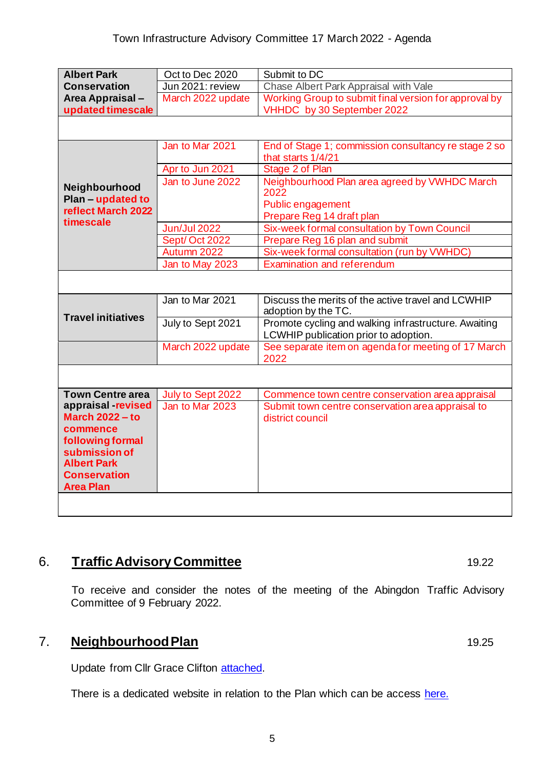| | | |
|---|---|---|
| **Albert Park Conservation Area Appraisal – updated timescale** | Oct to Dec 2020 | Submit to DC |
| | Jun 2021: review | Chase Albert Park Appraisal with Vale |
| | March 2022 update | Working Group to submit final version for approval by VHHDC by 30 September 2022 |
| | | |
| **Neighbourhood Plan – updated to reflect March 2022 timescale** | Jan to Mar 2021 | End of Stage 1; commission consultancy re stage 2 so that starts 1/4/21 |
| | Apr to Jun 2021 | Stage 2 of Plan |
| | Jan to June 2022 | Neighbourhood Plan area agreed by VWHDC March 2022<br>Public engagement<br>Prepare Reg 14 draft plan |
| | Jun/Jul 2022 | Six-week formal consultation by Town Council |
| | Sept/ Oct 2022 | Prepare Reg 16 plan and submit |
| | Autumn 2022 | Six-week formal consultation (run by VWHDC) |
| | Jan to May 2023 | Examination and referendum |
| | | |
| **Travel initiatives** | Jan to Mar 2021 | Discuss the merits of the active travel and LCWHIP adoption by the TC. |
| | July to Sept 2021 | Promote cycling and walking infrastructure. Awaiting LCWHIP publication prior to adoption. |
| | March 2022 update | See separate item on agenda for meeting of 17 March 2022 |
| | | |
| **Town Centre area appraisal -revised March 2022 – to commence following formal submission of Albert Park Conservation Area Plan** | July to Sept 2022 | Commence town centre conservation area appraisal |
| | Jan to Mar 2023 | Submit town centre conservation area appraisal to district council |
| | | |

## 6. Traffic Advisory Committee

19.22

To receive and consider the notes of the meeting of the Abingdon Traffic Advisory Committee of 9 February 2022.

## 7. Neighbourhood Plan

19.25

Update from Cllr Grace Clifton attached.

There is a dedicated website in relation to the Plan which can be access here.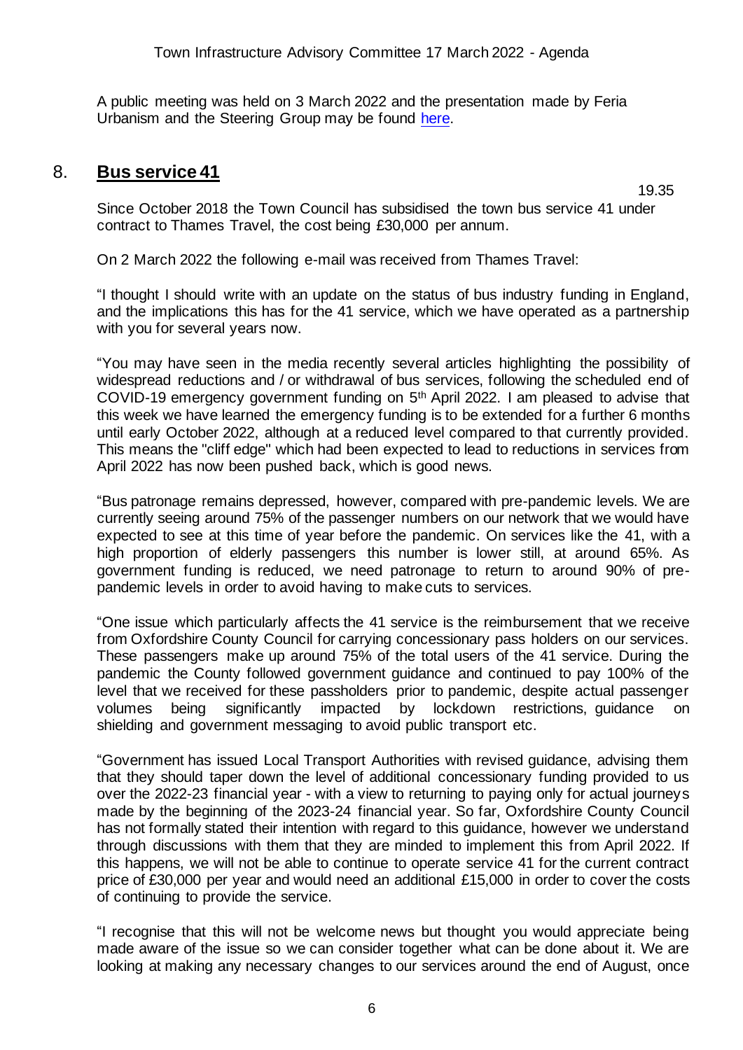A public meeting was held on 3 March 2022 and the presentation made by Feria Urbanism and the Steering Group may be found here.

## 8. **Bus service 41**

19.35

Since October 2018 the Town Council has subsidised the town bus service 41 under contract to Thames Travel, the cost being £30,000 per annum.

On 2 March 2022 the following e-mail was received from Thames Travel:

"I thought I should write with an update on the status of bus industry funding in England, and the implications this has for the 41 service, which we have operated as a partnership with you for several years now.

"You may have seen in the media recently several articles highlighting the possibility of widespread reductions and / or withdrawal of bus services, following the scheduled end of COVID-19 emergency government funding on 5th April 2022. I am pleased to advise that this week we have learned the emergency funding is to be extended for a further 6 months until early October 2022, although at a reduced level compared to that currently provided. This means the "cliff edge" which had been expected to lead to reductions in services from April 2022 has now been pushed back, which is good news.

"Bus patronage remains depressed, however, compared with pre-pandemic levels. We are currently seeing around 75% of the passenger numbers on our network that we would have expected to see at this time of year before the pandemic. On services like the 41, with a high proportion of elderly passengers this number is lower still, at around 65%. As government funding is reduced, we need patronage to return to around 90% of pre-pandemic levels in order to avoid having to make cuts to services.

"One issue which particularly affects the 41 service is the reimbursement that we receive from Oxfordshire County Council for carrying concessionary pass holders on our services. These passengers make up around 75% of the total users of the 41 service. During the pandemic the County followed government guidance and continued to pay 100% of the level that we received for these passholders prior to pandemic, despite actual passenger volumes being significantly impacted by lockdown restrictions, guidance on shielding and government messaging to avoid public transport etc.

"Government has issued Local Transport Authorities with revised guidance, advising them that they should taper down the level of additional concessionary funding provided to us over the 2022-23 financial year - with a view to returning to paying only for actual journeys made by the beginning of the 2023-24 financial year. So far, Oxfordshire County Council has not formally stated their intention with regard to this guidance, however we understand through discussions with them that they are minded to implement this from April 2022. If this happens, we will not be able to continue to operate service 41 for the current contract price of £30,000 per year and would need an additional £15,000 in order to cover the costs of continuing to provide the service.

"I recognise that this will not be welcome news but thought you would appreciate being made aware of the issue so we can consider together what can be done about it. We are looking at making any necessary changes to our services around the end of August, once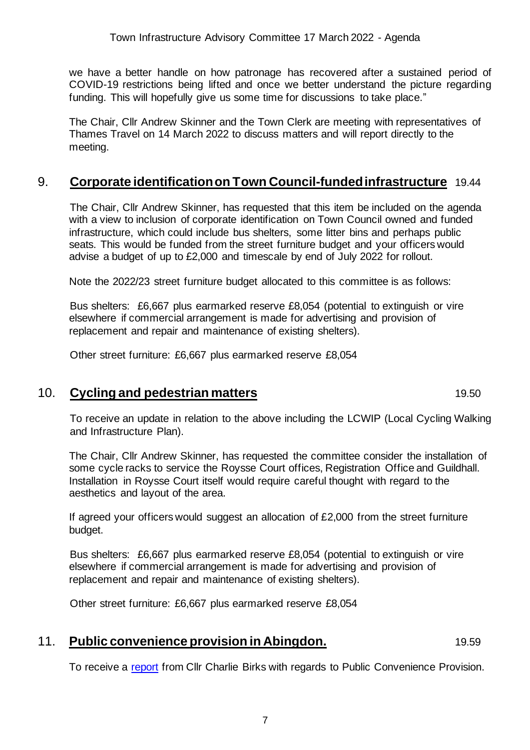we have a better handle on how patronage has recovered after a sustained period of COVID-19 restrictions being lifted and once we better understand the picture regarding funding. This will hopefully give us some time for discussions to take place."

The Chair, Cllr Andrew Skinner and the Town Clerk are meeting with representatives of Thames Travel on 14 March 2022 to discuss matters and will report directly to the meeting.

## 9. **Corporate identification on Town Council-funded infrastructure** 19.44

The Chair, Cllr Andrew Skinner, has requested that this item be included on the agenda with a view to inclusion of corporate identification on Town Council owned and funded infrastructure, which could include bus shelters, some litter bins and perhaps public seats. This would be funded from the street furniture budget and your officers would advise a budget of up to £2,000 and timescale by end of July 2022 for rollout.

Note the 2022/23 street furniture budget allocated to this committee is as follows:

Bus shelters: £6,667 plus earmarked reserve £8,054 (potential to extinguish or vire elsewhere if commercial arrangement is made for advertising and provision of replacement and repair and maintenance of existing shelters).

Other street furniture: £6,667 plus earmarked reserve £8,054

## 10. **Cycling and pedestrian matters** 19.50

To receive an update in relation to the above including the LCWIP (Local Cycling Walking and Infrastructure Plan).

The Chair, Cllr Andrew Skinner, has requested the committee consider the installation of some cycle racks to service the Roysse Court offices, Registration Office and Guildhall. Installation in Roysse Court itself would require careful thought with regard to the aesthetics and layout of the area.

If agreed your officers would suggest an allocation of £2,000 from the street furniture budget.

Bus shelters: £6,667 plus earmarked reserve £8,054 (potential to extinguish or vire elsewhere if commercial arrangement is made for advertising and provision of replacement and repair and maintenance of existing shelters).

Other street furniture: £6,667 plus earmarked reserve £8,054

## 11. **Public convenience provision in Abingdon.** 19.59

To receive a report from Cllr Charlie Birks with regards to Public Convenience Provision.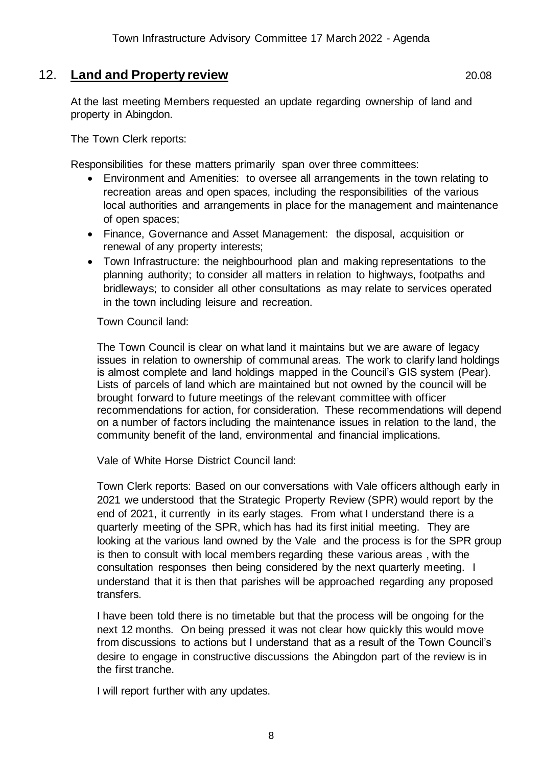## 12. **Land and Property review** 20.08

At the last meeting Members requested an update regarding ownership of land and property in Abingdon.

The Town Clerk reports:

Responsibilities for these matters primarily span over three committees:

- Environment and Amenities: to oversee all arrangements in the town relating to recreation areas and open spaces, including the responsibilities of the various local authorities and arrangements in place for the management and maintenance of open spaces;
- Finance, Governance and Asset Management: the disposal, acquisition or renewal of any property interests;
- Town Infrastructure: the neighbourhood plan and making representations to the planning authority; to consider all matters in relation to highways, footpaths and bridleways; to consider all other consultations as may relate to services operated in the town including leisure and recreation.

Town Council land:

The Town Council is clear on what land it maintains but we are aware of legacy issues in relation to ownership of communal areas. The work to clarify land holdings is almost complete and land holdings mapped in the Council's GIS system (Pear). Lists of parcels of land which are maintained but not owned by the council will be brought forward to future meetings of the relevant committee with officer recommendations for action, for consideration. These recommendations will depend on a number of factors including the maintenance issues in relation to the land, the community benefit of the land, environmental and financial implications.

Vale of White Horse District Council land:

Town Clerk reports: Based on our conversations with Vale officers although early in 2021 we understood that the Strategic Property Review (SPR) would report by the end of 2021, it currently in its early stages. From what I understand there is a quarterly meeting of the SPR, which has had its first initial meeting. They are looking at the various land owned by the Vale and the process is for the SPR group is then to consult with local members regarding these various areas , with the consultation responses then being considered by the next quarterly meeting. I understand that it is then that parishes will be approached regarding any proposed transfers.

I have been told there is no timetable but that the process will be ongoing for the next 12 months. On being pressed it was not clear how quickly this would move from discussions to actions but I understand that as a result of the Town Council's desire to engage in constructive discussions the Abingdon part of the review is in the first tranche.

I will report further with any updates.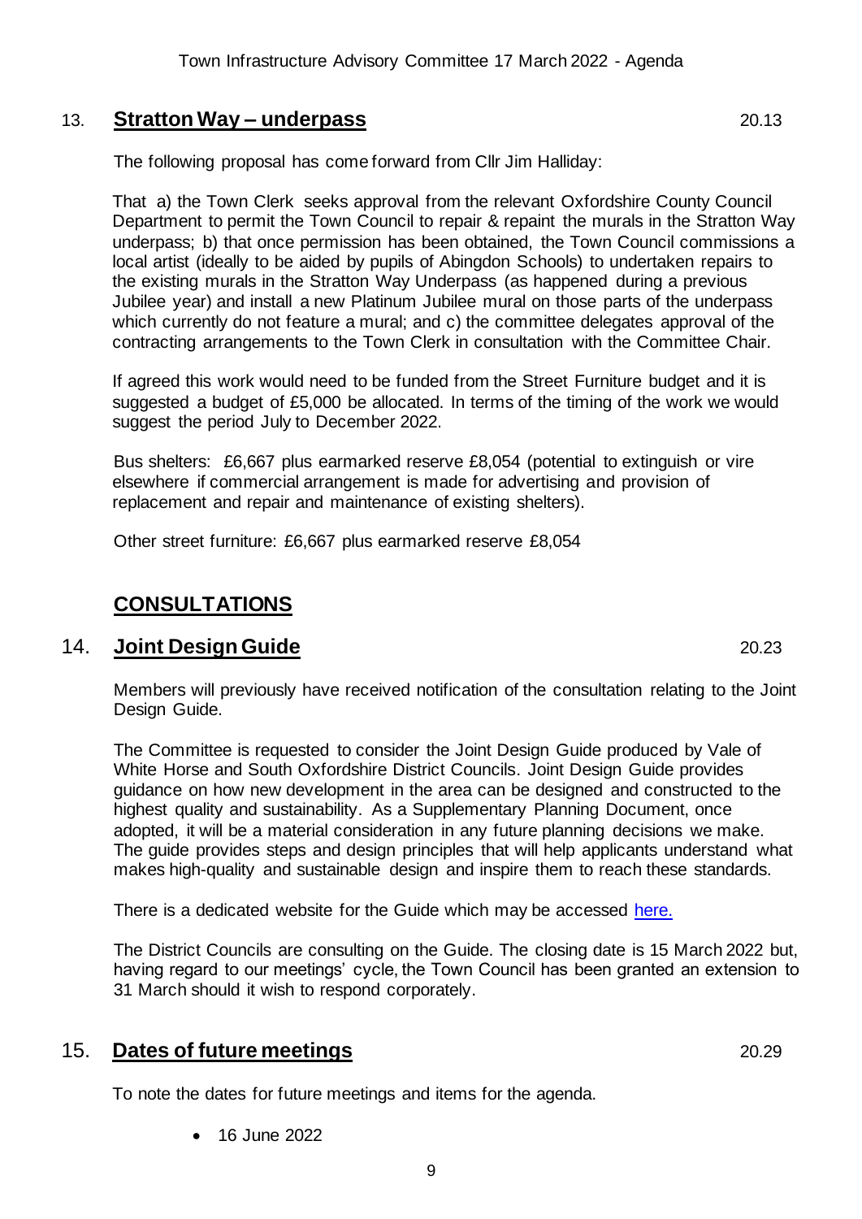## 13. **Stratton Way – underpass** 20.13

The following proposal has come forward from Cllr Jim Halliday:

That a) the Town Clerk seeks approval from the relevant Oxfordshire County Council Department to permit the Town Council to repair & repaint the murals in the Stratton Way underpass; b) that once permission has been obtained, the Town Council commissions a local artist (ideally to be aided by pupils of Abingdon Schools) to undertaken repairs to the existing murals in the Stratton Way Underpass (as happened during a previous Jubilee year) and install a new Platinum Jubilee mural on those parts of the underpass which currently do not feature a mural; and c) the committee delegates approval of the contracting arrangements to the Town Clerk in consultation with the Committee Chair.

If agreed this work would need to be funded from the Street Furniture budget and it is suggested a budget of £5,000 be allocated. In terms of the timing of the work we would suggest the period July to December 2022.

Bus shelters: £6,667 plus earmarked reserve £8,054 (potential to extinguish or vire elsewhere if commercial arrangement is made for advertising and provision of replacement and repair and maintenance of existing shelters).

Other street furniture: £6,667 plus earmarked reserve £8,054

# **CONSULTATIONS**

## 14. **Joint Design Guide** 20.23

Members will previously have received notification of the consultation relating to the Joint Design Guide.

The Committee is requested to consider the Joint Design Guide produced by Vale of White Horse and South Oxfordshire District Councils. Joint Design Guide provides guidance on how new development in the area can be designed and constructed to the highest quality and sustainability. As a Supplementary Planning Document, once adopted, it will be a material consideration in any future planning decisions we make. The guide provides steps and design principles that will help applicants understand what makes high-quality and sustainable design and inspire them to reach these standards.

There is a dedicated website for the Guide which may be accessed here.

The District Councils are consulting on the Guide. The closing date is 15 March 2022 but, having regard to our meetings' cycle, the Town Council has been granted an extension to 31 March should it wish to respond corporately.

## 15. **Dates of future meetings** 20.29

To note the dates for future meetings and items for the agenda.

- 16 June 2022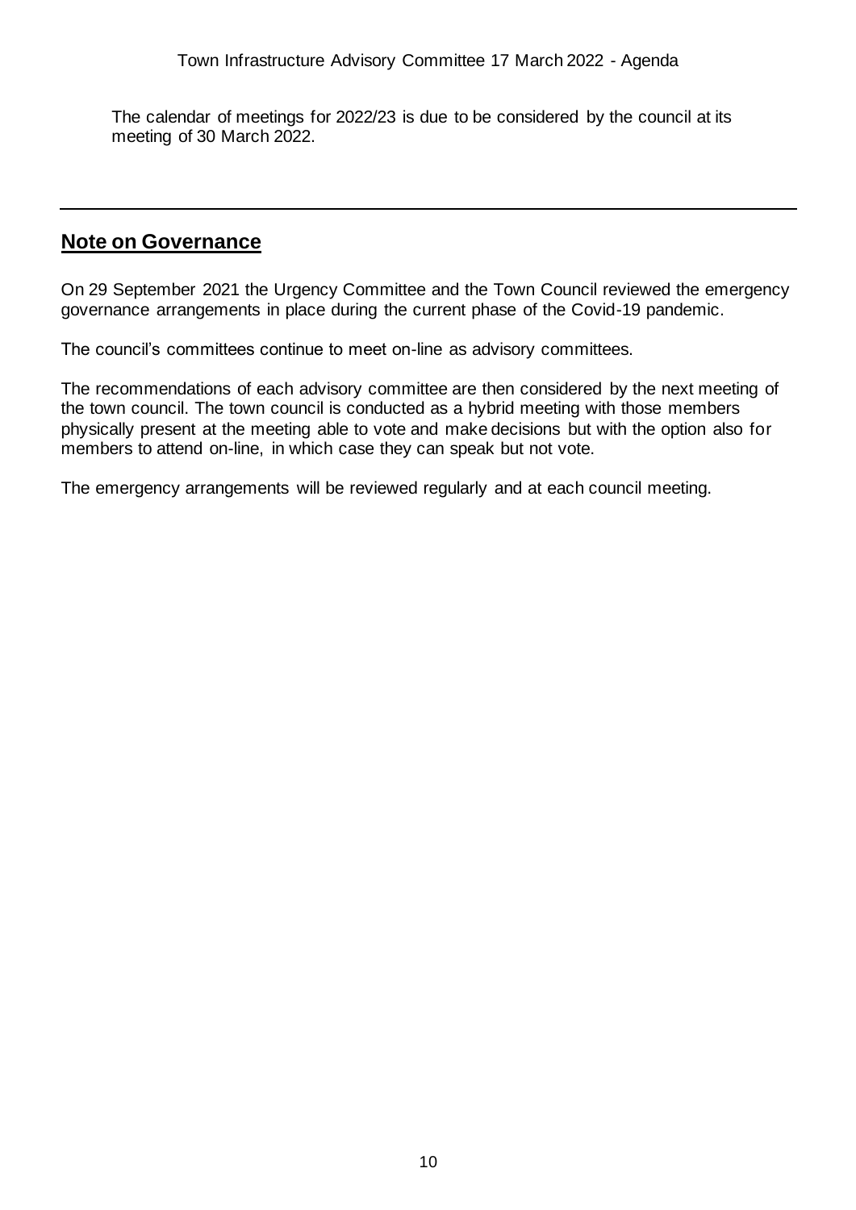The calendar of meetings for 2022/23 is due to be considered by the council at its meeting of 30 March 2022.

---

## Note on Governance

On 29 September 2021 the Urgency Committee and the Town Council reviewed the emergency governance arrangements in place during the current phase of the Covid-19 pandemic.

The council's committees continue to meet on-line as advisory committees.

The recommendations of each advisory committee are then considered by the next meeting of the town council. The town council is conducted as a hybrid meeting with those members physically present at the meeting able to vote and make decisions but with the option also for members to attend on-line, in which case they can speak but not vote.

The emergency arrangements will be reviewed regularly and at each council meeting.